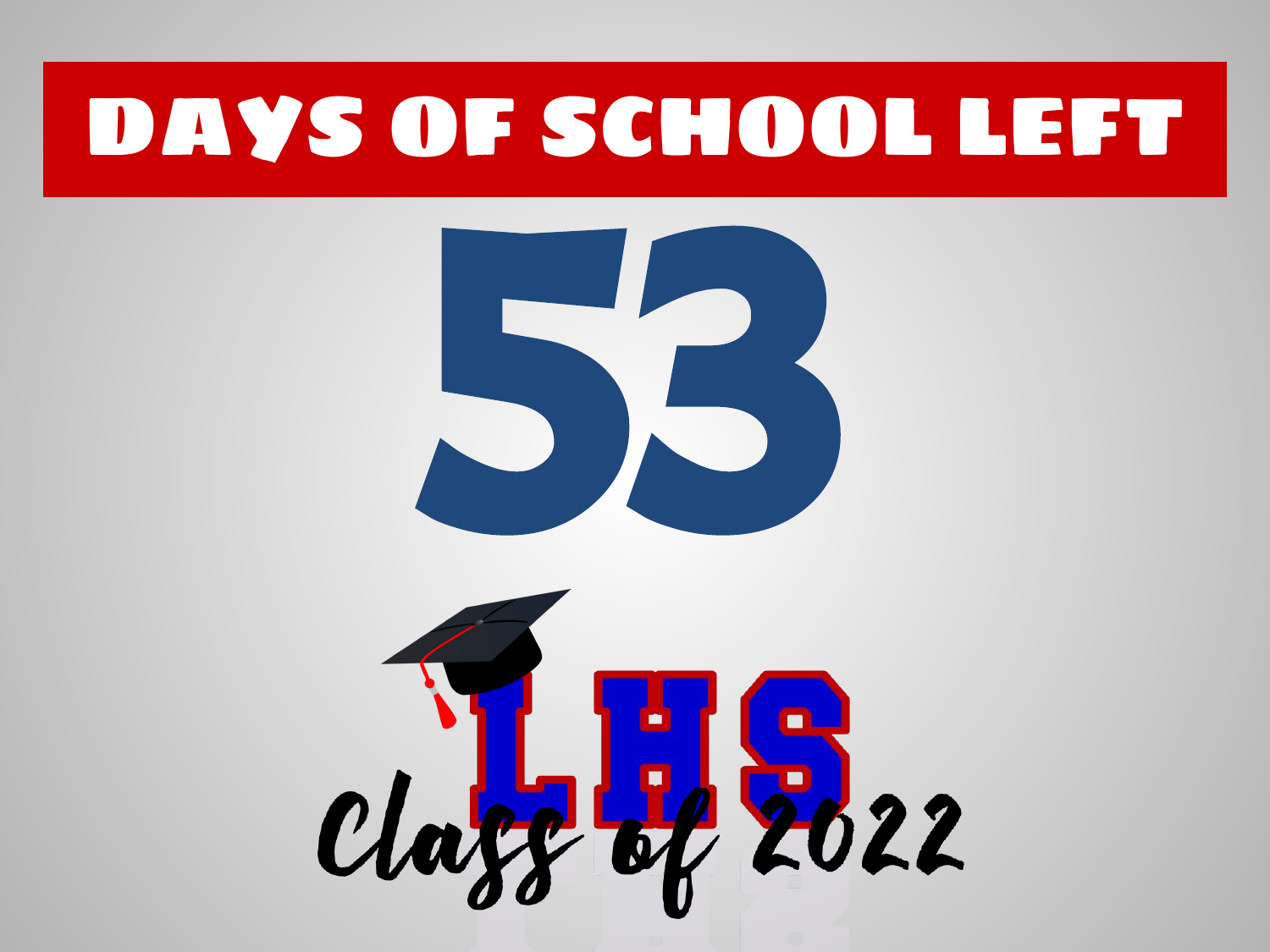# DAYS OF SCHOOL LEFT

# 53

LHS

Class of 2022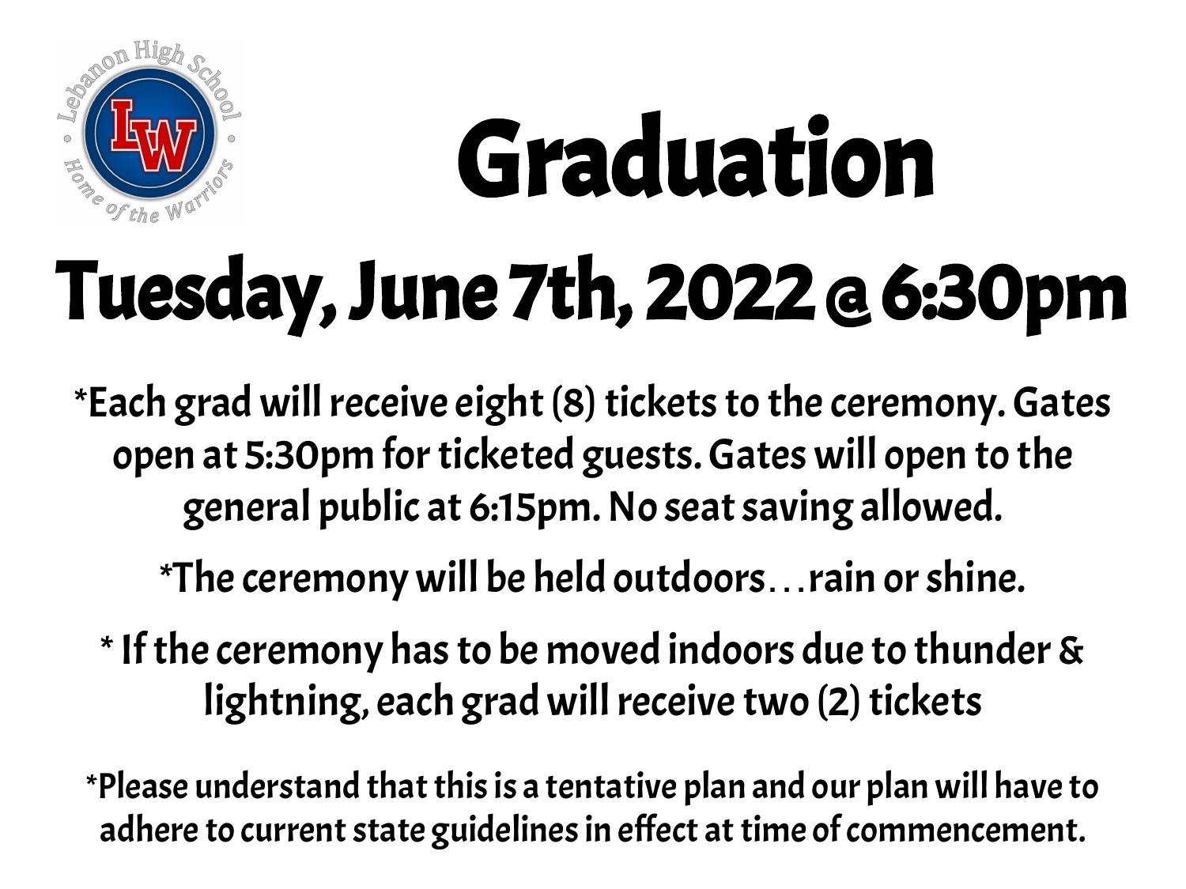Lebanon High School

LW

Home of the Warriors

# Graduation

## Tuesday, June 7th, 2022 @ 6:30pm

*Each grad will receive eight (8) tickets to the ceremony. Gates open at 5:30pm for ticketed guests. Gates will open to the general public at 6:15pm. No seat saving allowed.

*The ceremony will be held outdoors…rain or shine.

* If the ceremony has to be moved indoors due to thunder & lightning, each grad will receive two (2) tickets

*Please understand that this is a tentative plan and our plan will have to adhere to current state guidelines in effect at time of commencement.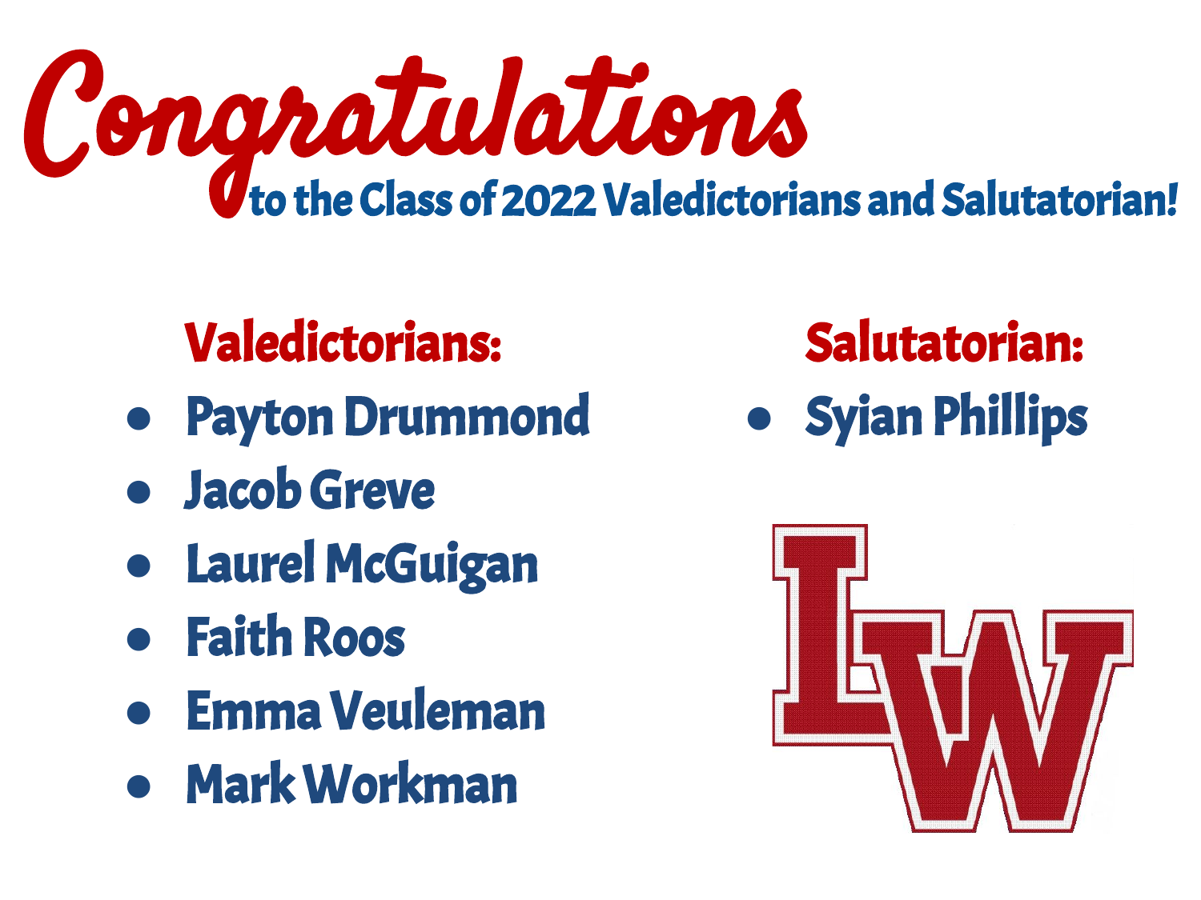# Congratulations

## to the Class of 2022 Valedictorians and Salutatorian!

### Valedictorians:

- Payton Drummond
- Jacob Greve
- Laurel McGuigan
- Faith Roos
- Emma Veuleman
- Mark Workman

### Salutatorian:

- Syian Phillips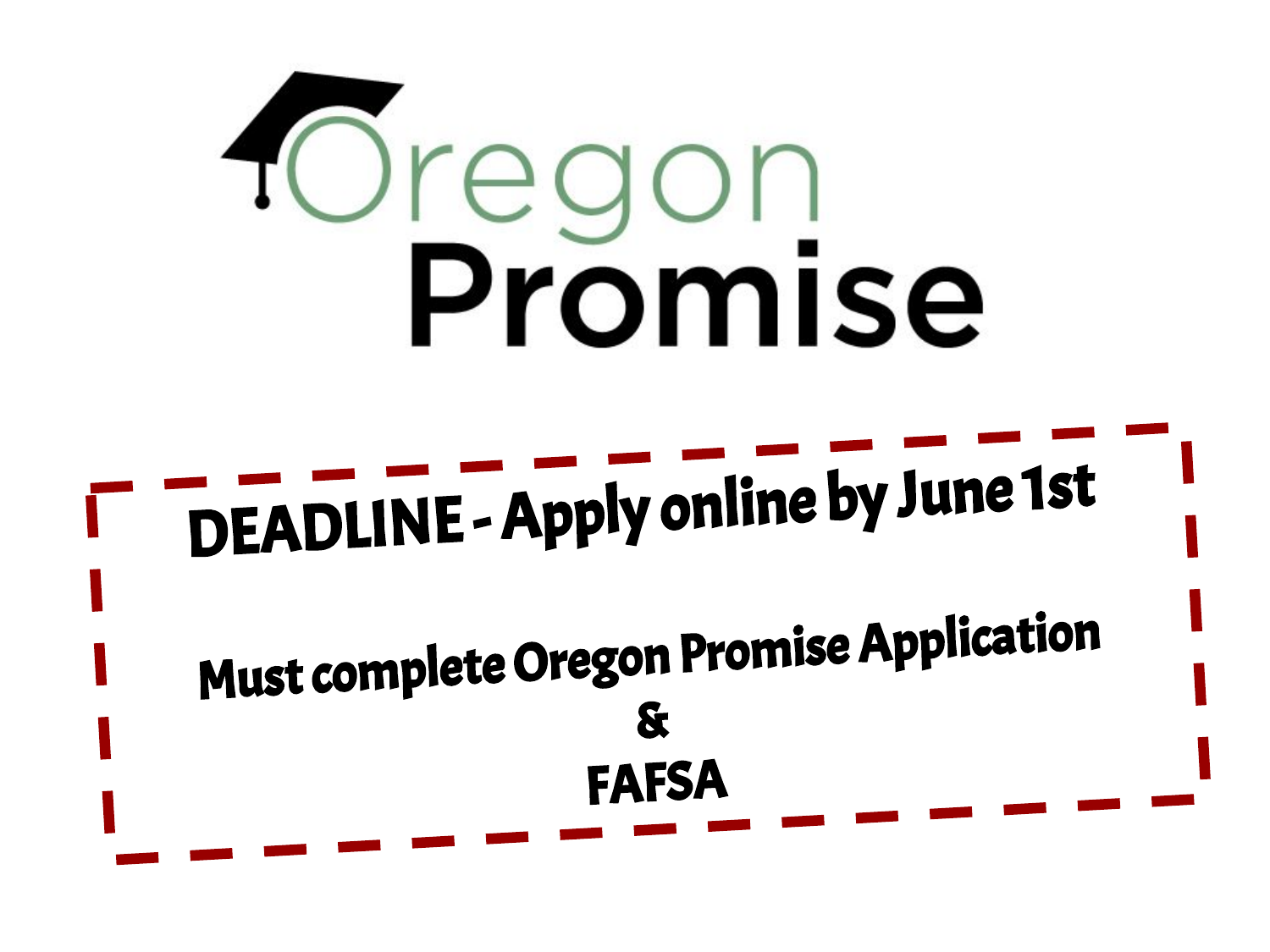# Oregon Promise

**DEADLINE - Apply online by June 1st**

**Must complete Oregon Promise Application**

**&**

**FAFSA**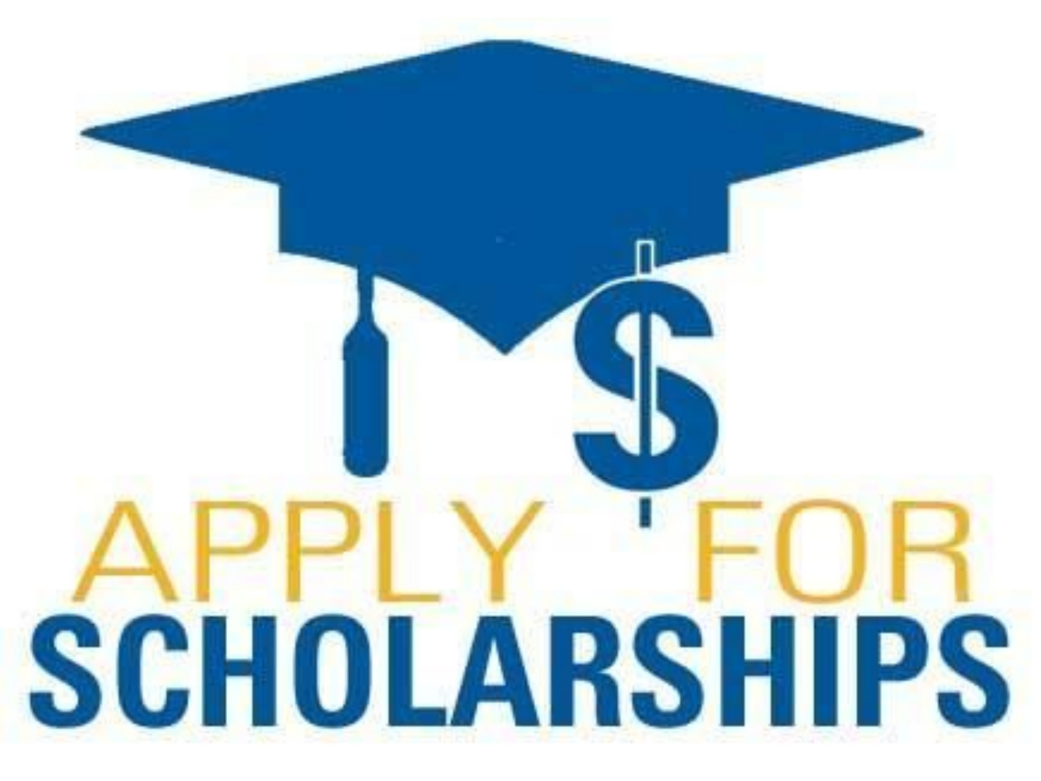APPLY FOR

# SCHOLARSHIPS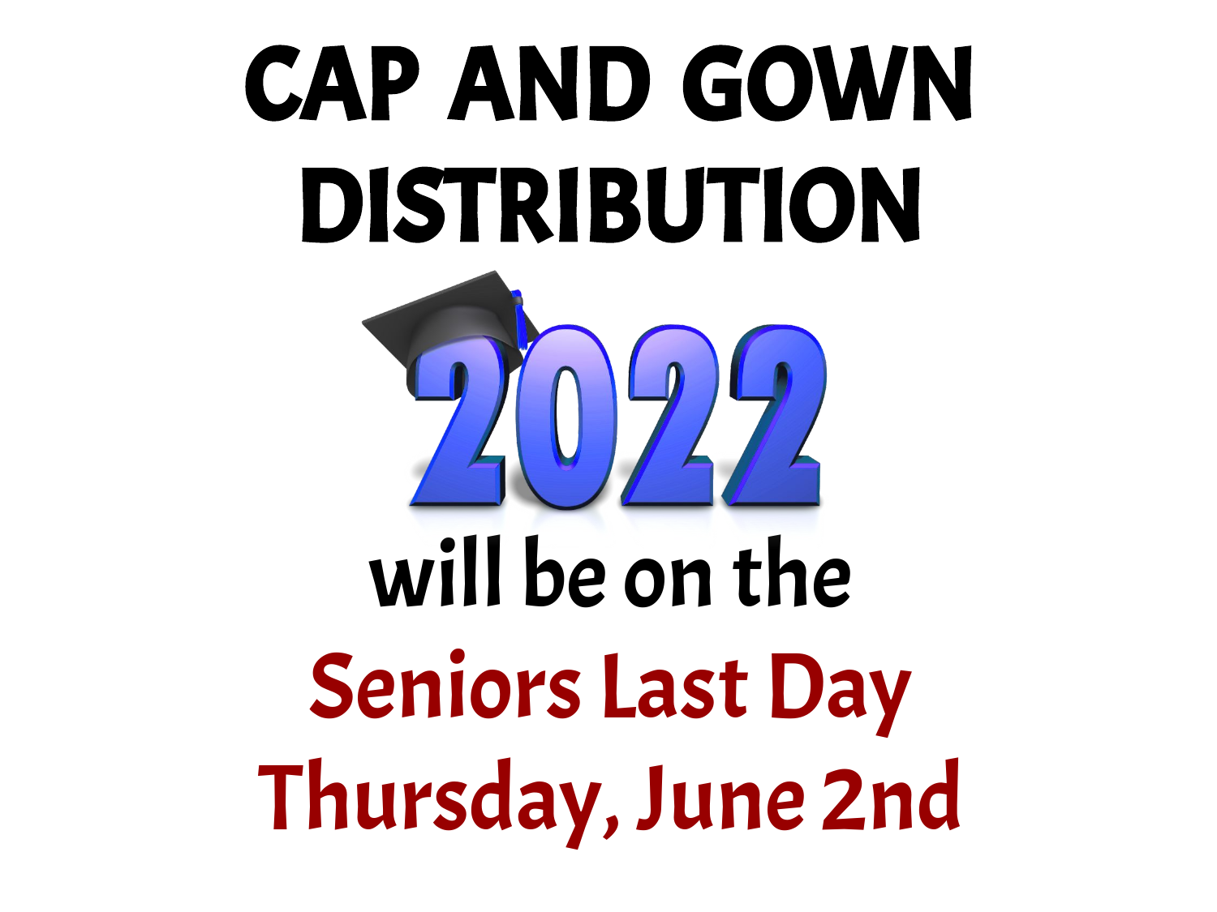# CAP AND GOWN DISTRIBUTION

2022

will be on the

**Seniors Last Day**

**Thursday, June 2nd**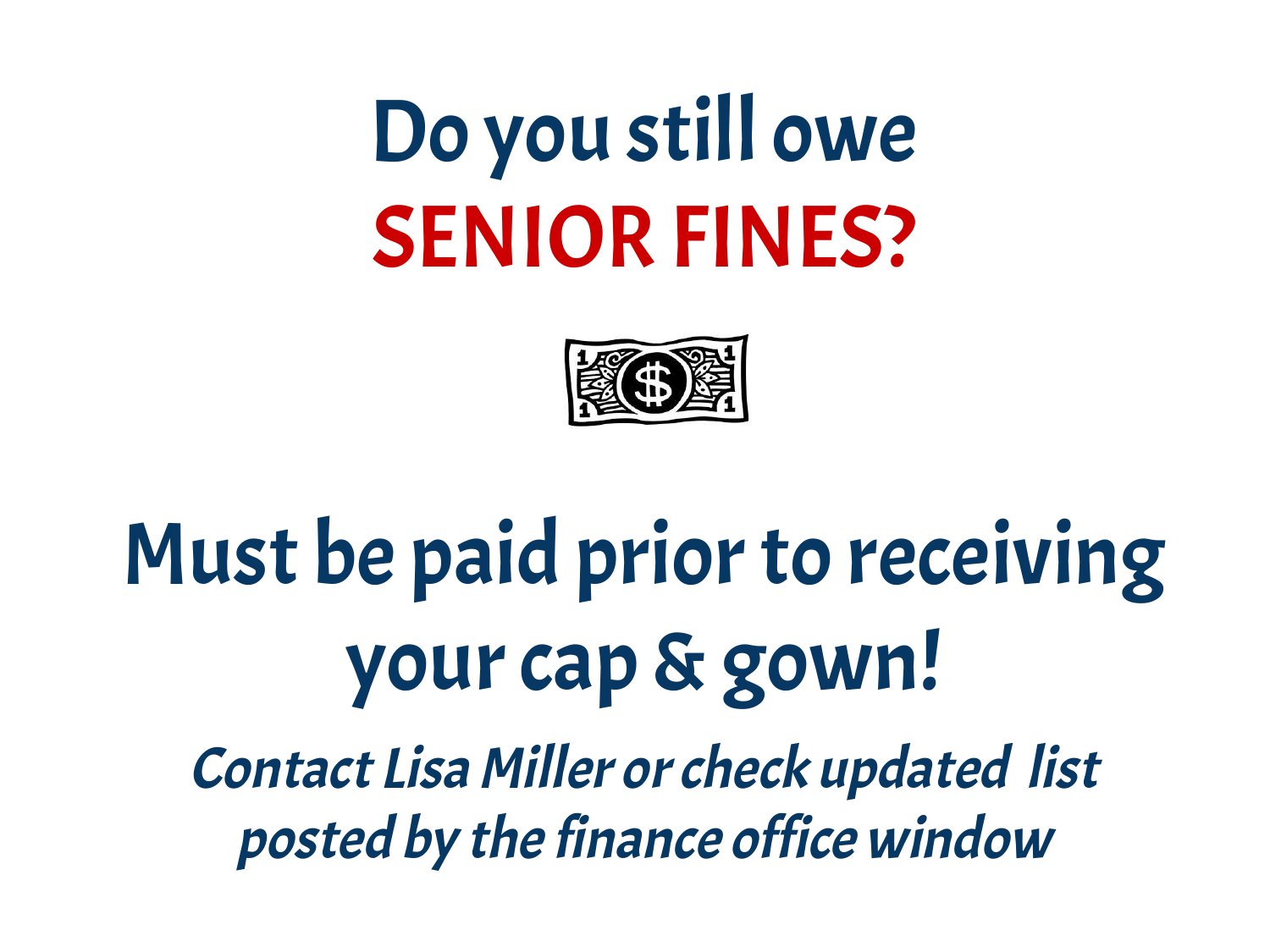# Do you still owe SENIOR FINES?

## Must be paid prior to receiving your cap & gown!

*Contact Lisa Miller or check updated list posted by the finance office window*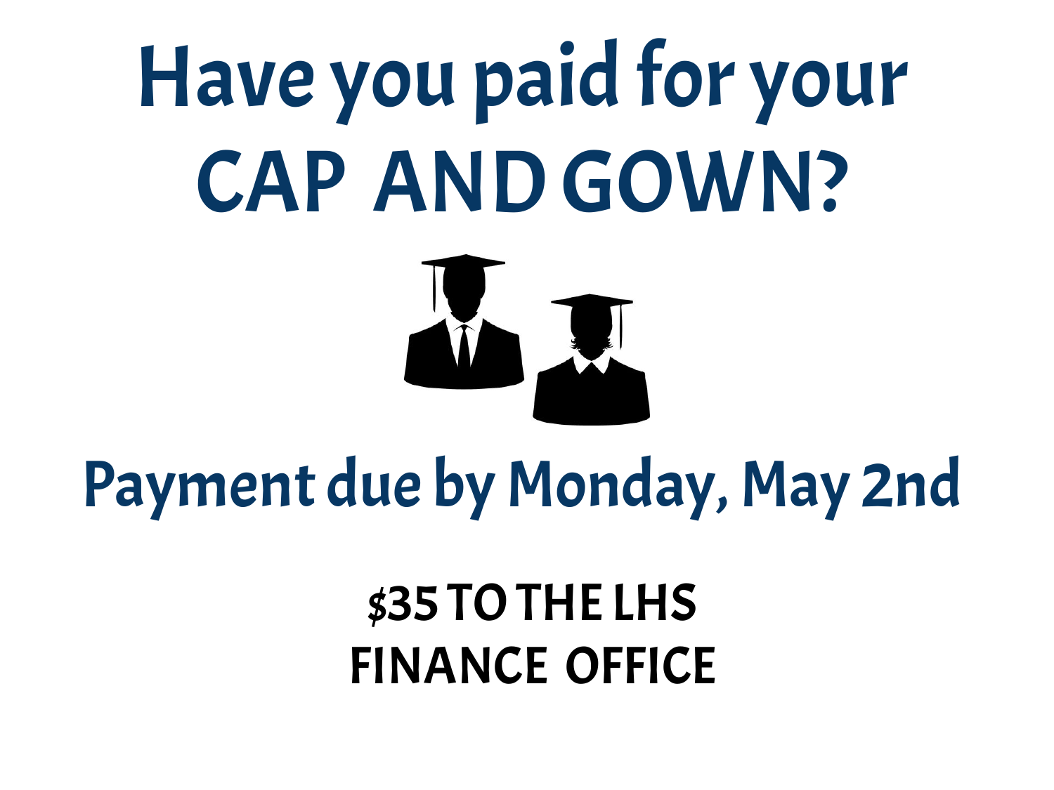# Have you paid for your CAP AND GOWN?

## Payment due by Monday, May 2nd

**$35 TO THE LHS FINANCE OFFICE**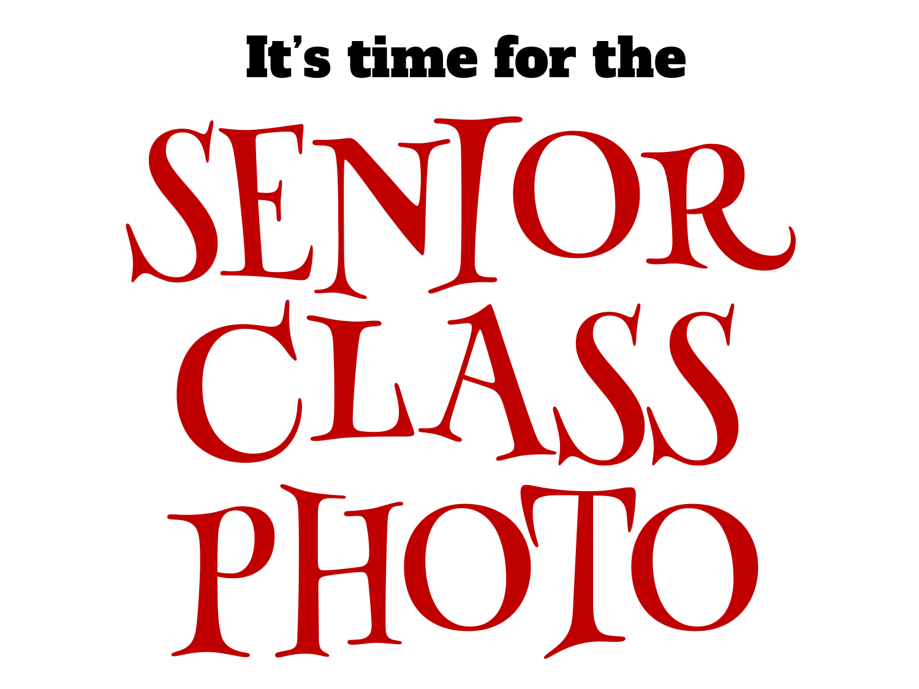**It's time for the**

# SENIOR CLASS PHOTO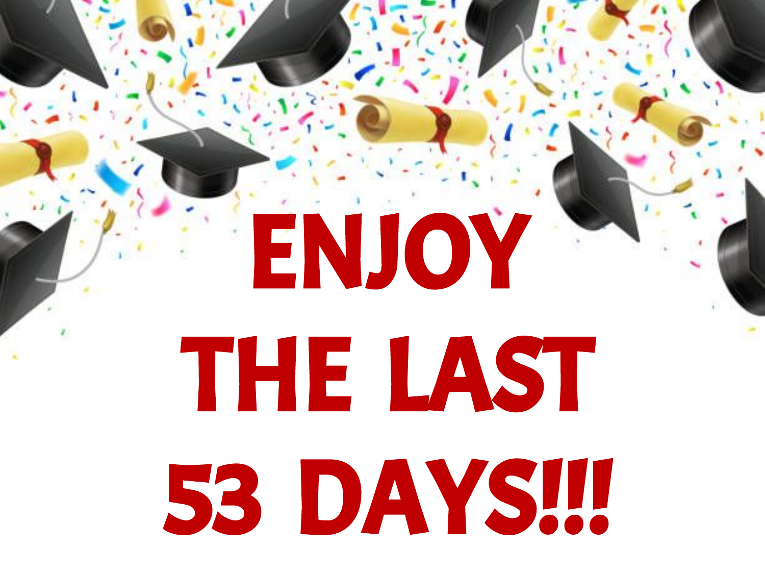# ENJOY THE LAST 53 DAYS!!!